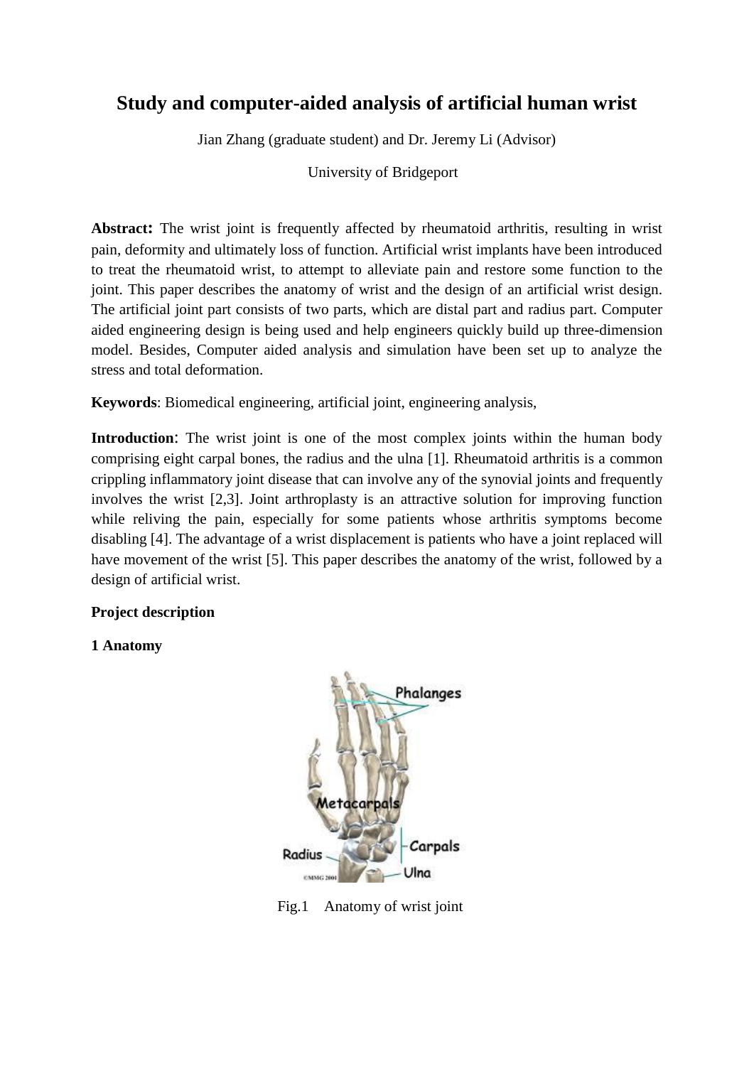# Study and computer-aided analysis of artificial human wrist

Jian Zhang (graduate student) and Dr. Jeremy Li (Advisor)

University of Bridgeport

**Abstract:** The wrist joint is frequently affected by rheumatoid arthritis, resulting in wrist pain, deformity and ultimately loss of function. Artificial wrist implants have been introduced to treat the rheumatoid wrist, to attempt to alleviate pain and restore some function to the joint. This paper describes the anatomy of wrist and the design of an artificial wrist design. The artificial joint part consists of two parts, which are distal part and radius part. Computer aided engineering design is being used and help engineers quickly build up three-dimension model. Besides, Computer aided analysis and simulation have been set up to analyze the stress and total deformation.

**Keywords**: Biomedical engineering, artificial joint, engineering analysis,

**Introduction**: The wrist joint is one of the most complex joints within the human body comprising eight carpal bones, the radius and the ulna [1]. Rheumatoid arthritis is a common crippling inflammatory joint disease that can involve any of the synovial joints and frequently involves the wrist [2,3]. Joint arthroplasty is an attractive solution for improving function while reliving the pain, especially for some patients whose arthritis symptoms become disabling [4]. The advantage of a wrist displacement is patients who have a joint replaced will have movement of the wrist [5]. This paper describes the anatomy of the wrist, followed by a design of artificial wrist.

**Project description**

**1 Anatomy**

Fig.1 Anatomy of wrist joint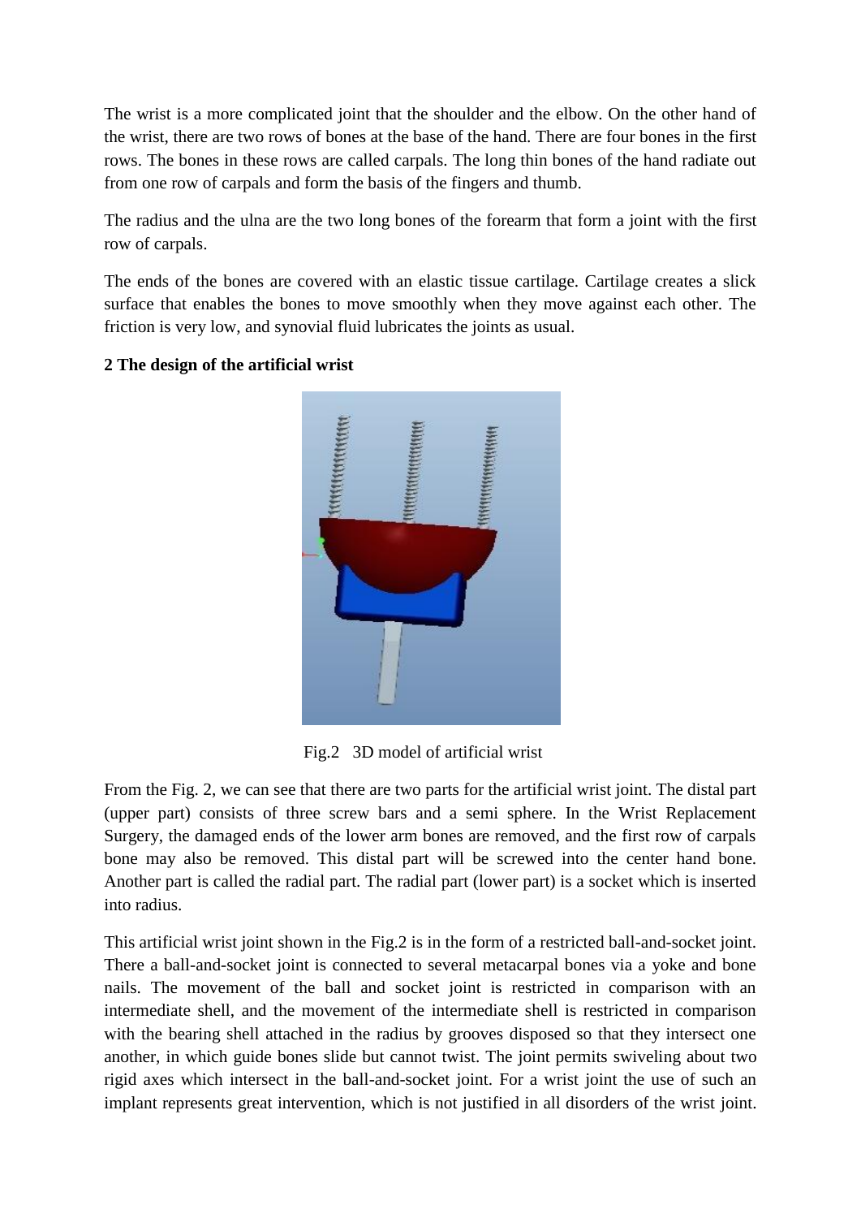The wrist is a more complicated joint that the shoulder and the elbow. On the other hand of the wrist, there are two rows of bones at the base of the hand. There are four bones in the first rows. The bones in these rows are called carpals. The long thin bones of the hand radiate out from one row of carpals and form the basis of the fingers and thumb.

The radius and the ulna are the two long bones of the forearm that form a joint with the first row of carpals.

The ends of the bones are covered with an elastic tissue cartilage. Cartilage creates a slick surface that enables the bones to move smoothly when they move against each other. The friction is very low, and synovial fluid lubricates the joints as usual.

**2 The design of the artificial wrist**

Fig.2 3D model of artificial wrist

From the Fig. 2, we can see that there are two parts for the artificial wrist joint. The distal part (upper part) consists of three screw bars and a semi sphere. In the Wrist Replacement Surgery, the damaged ends of the lower arm bones are removed, and the first row of carpals bone may also be removed. This distal part will be screwed into the center hand bone. Another part is called the radial part. The radial part (lower part) is a socket which is inserted into radius.

This artificial wrist joint shown in the Fig.2 is in the form of a restricted ball-and-socket joint. There a ball-and-socket joint is connected to several metacarpal bones via a yoke and bone nails. The movement of the ball and socket joint is restricted in comparison with an intermediate shell, and the movement of the intermediate shell is restricted in comparison with the bearing shell attached in the radius by grooves disposed so that they intersect one another, in which guide bones slide but cannot twist. The joint permits swiveling about two rigid axes which intersect in the ball-and-socket joint. For a wrist joint the use of such an implant represents great intervention, which is not justified in all disorders of the wrist joint.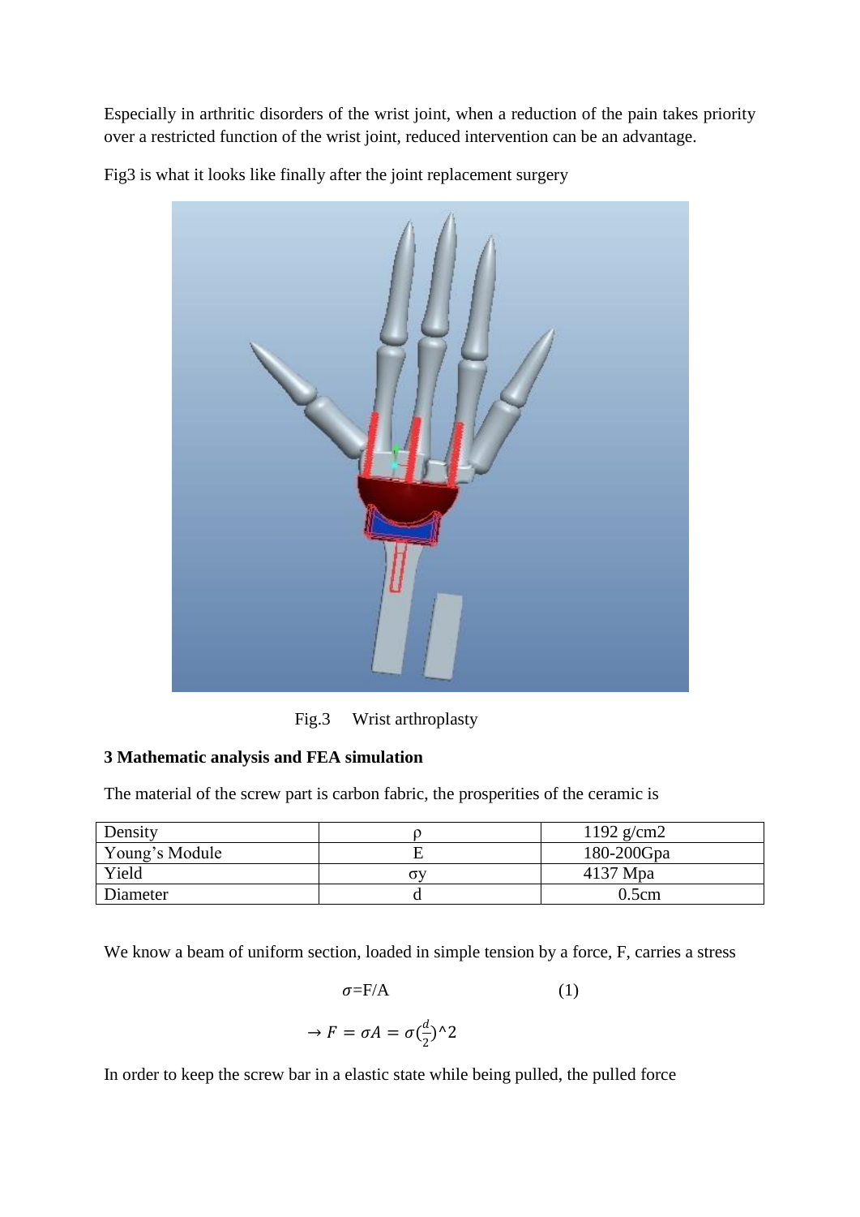Especially in arthritic disorders of the wrist joint, when a reduction of the pain takes priority over a restricted function of the wrist joint, reduced intervention can be an advantage.

Fig3 is what it looks like finally after the joint replacement surgery

Fig.3 Wrist arthroplasty

**3 Mathematic analysis and FEA simulation**

The material of the screw part is carbon fabric, the prosperities of the ceramic is

| Density | ρ | 1192 g/cm2 |
|---|---|---|
| Young's Module | E | 180-200Gpa |
| Yield | σy | 4137 Mpa |
| Diameter | d | 0.5cm |

We know a beam of uniform section, loaded in simple tension by a force, F, carries a stress

$$\sigma = F/A \qquad (1)$$

$$\rightarrow F = \sigma A = \sigma \left(\frac{d}{2}\right)^{\wedge}2$$

In order to keep the screw bar in a elastic state while being pulled, the pulled force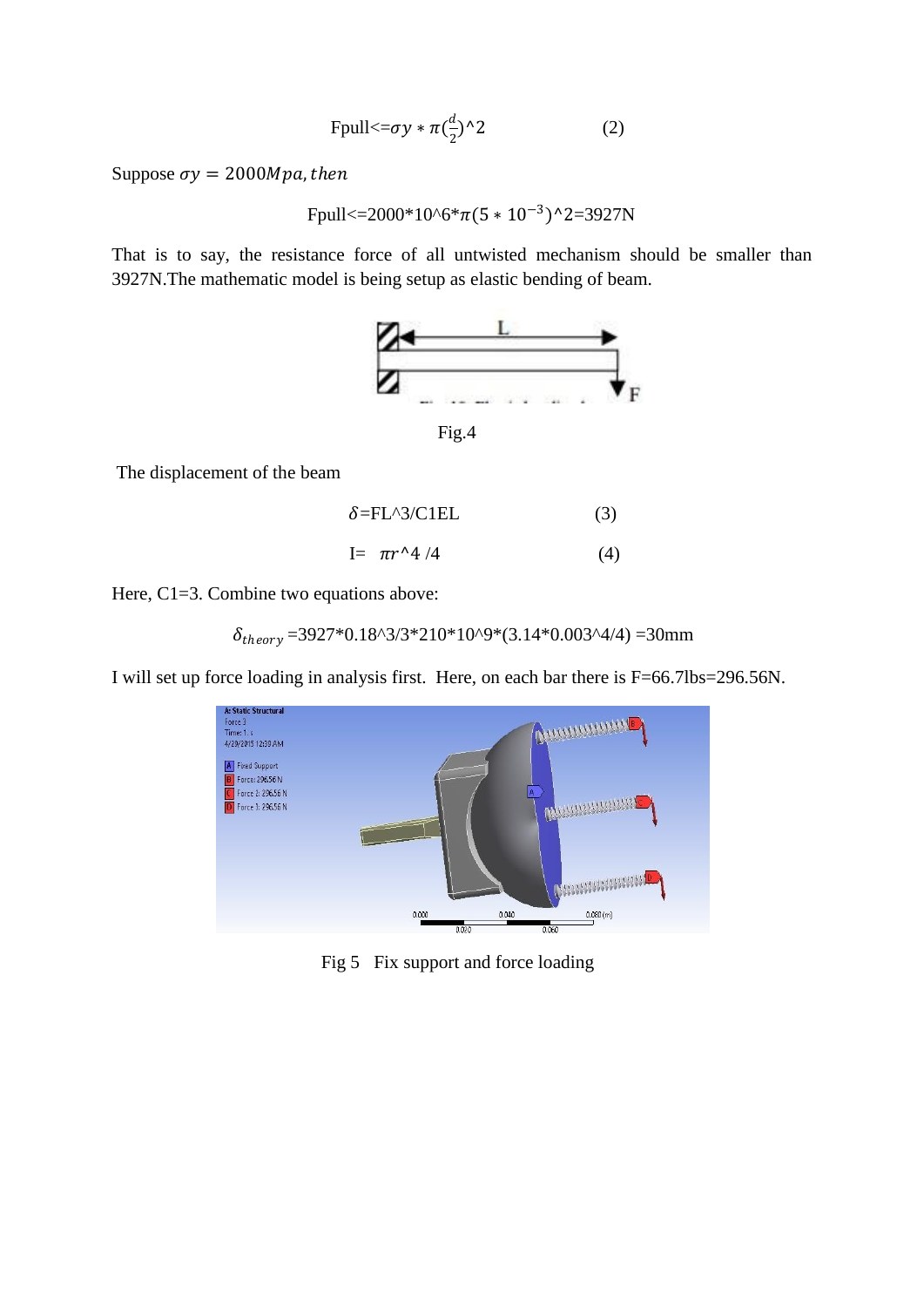$$\text{Fpull} <= \sigma y * \pi\left(\frac{d}{2}\right)^2 \qquad (2)$$

Suppose $\sigma y = 2000Mpa, then$

$$\text{Fpull} <= 2000*10^6*\pi(5*10^{-3})^2 = 3927\text{N}$$

That is to say, the resistance force of all untwisted mechanism should be smaller than 3927N.The mathematic model is being setup as elastic bending of beam.

Fig.4

The displacement of the beam

$$\delta = FL^3/C1EL \qquad (3)$$

$$I = \pi r^4/4 \qquad (4)$$

Here, C1=3. Combine two equations above:

$$\delta_{theory} = 3927*0.18^3/3*210*10^9*(3.14*0.003^4/4) = 30\text{mm}$$

I will set up force loading in analysis first. Here, on each bar there is F=66.7lbs=296.56N.

Fig 5 Fix support and force loading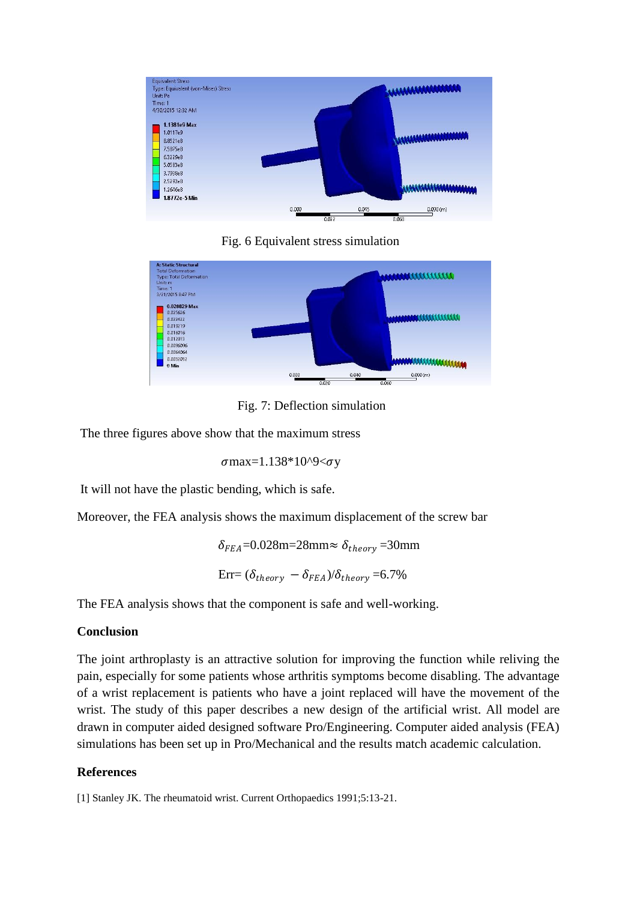Fig. 6 Equivalent stress simulation

Fig. 7: Deflection simulation

The three figures above show that the maximum stress

$$\sigma\text{max}=1.138*10^9<\sigma y$$

It will not have the plastic bending, which is safe.

Moreover, the FEA analysis shows the maximum displacement of the screw bar

$$\delta_{FEA}=0.028\text{m}=28\text{mm}\approx\ \delta_{theory}=30\text{mm}$$

$$\text{Err}=(\delta_{theory}\ -\delta_{FEA})/\delta_{theory}=6.7\%$$

The FEA analysis shows that the component is safe and well-working.

## Conclusion

The joint arthroplasty is an attractive solution for improving the function while reliving the pain, especially for some patients whose arthritis symptoms become disabling. The advantage of a wrist replacement is patients who have a joint replaced will have the movement of the wrist. The study of this paper describes a new design of the artificial wrist. All model are drawn in computer aided designed software Pro/Engineering. Computer aided analysis (FEA) simulations has been set up in Pro/Mechanical and the results match academic calculation.

## References

[1] Stanley JK. The rheumatoid wrist. Current Orthopaedics 1991;5:13-21.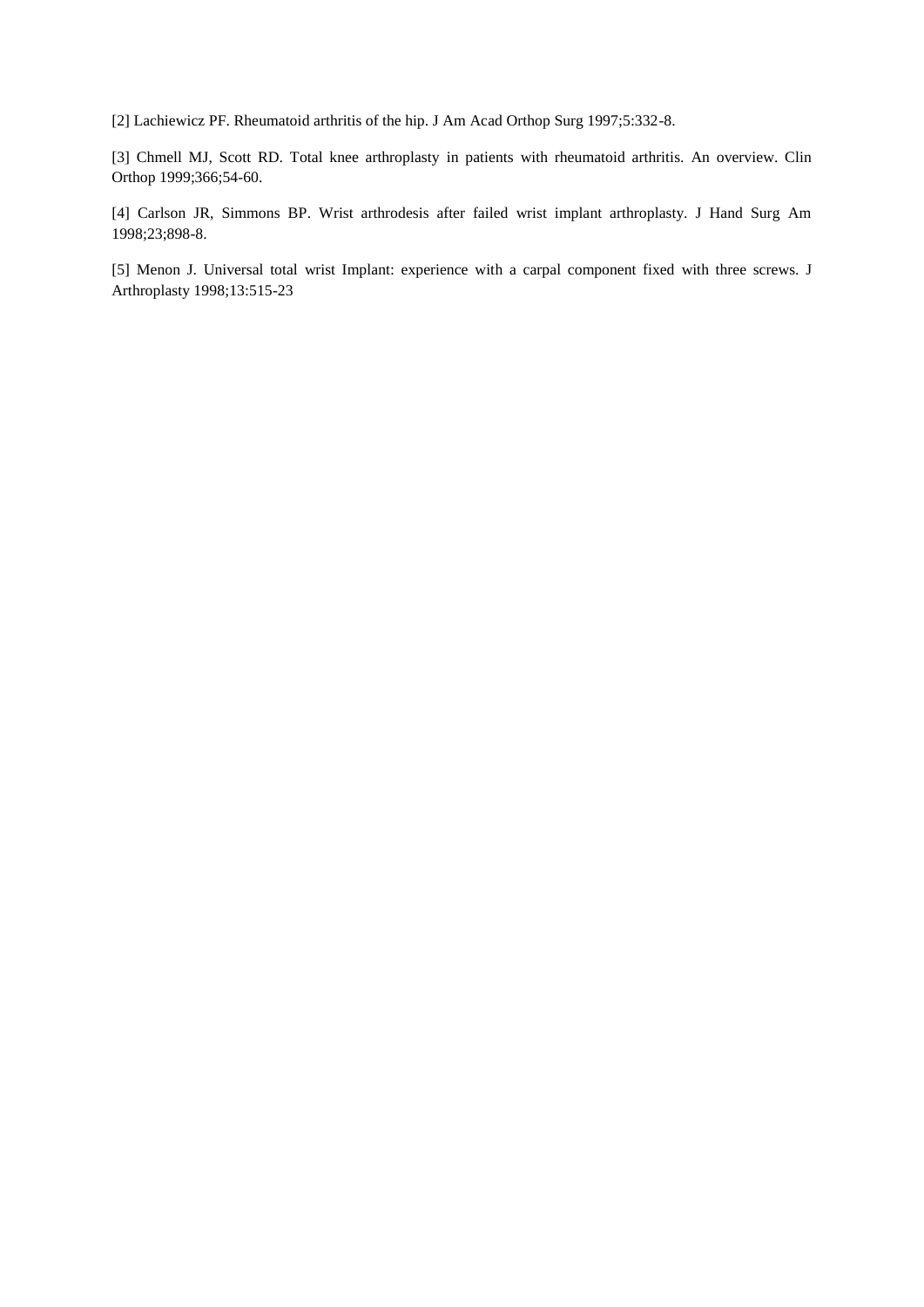[2] Lachiewicz PF. Rheumatoid arthritis of the hip. J Am Acad Orthop Surg 1997;5:332-8.

[3] Chmell MJ, Scott RD. Total knee arthroplasty in patients with rheumatoid arthritis. An overview. Clin Orthop 1999;366;54-60.

[4] Carlson JR, Simmons BP. Wrist arthrodesis after failed wrist implant arthroplasty. J Hand Surg Am 1998;23;898-8.

[5] Menon J. Universal total wrist Implant: experience with a carpal component fixed with three screws. J Arthroplasty 1998;13:515-23